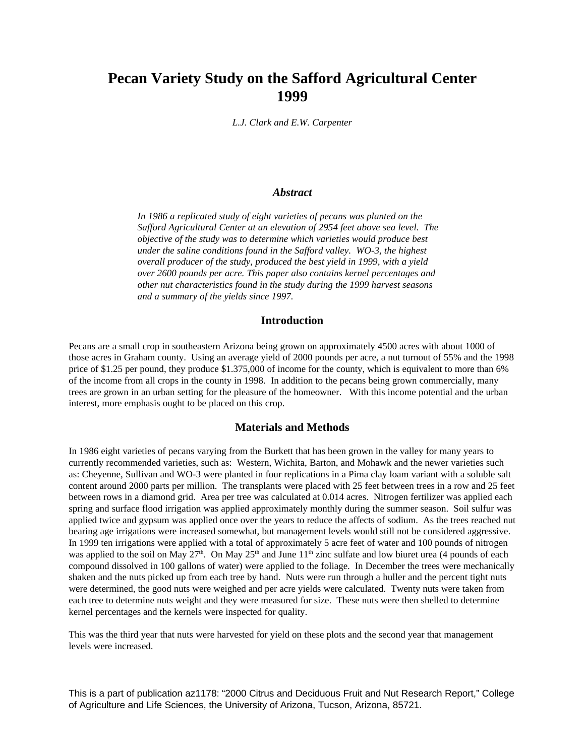# Pecan Variety Study on the Safford Agricultural Center 1999

*L.J. Clark and E.W. Carpenter*

### *Abstract*

*In 1986 a replicated study of eight varieties of pecans was planted on the Safford Agricultural Center at an elevation of 2954 feet above sea level. The objective of the study was to determine which varieties would produce best under the saline conditions found in the Safford valley. WO-3, the highest overall producer of the study, produced the best yield in 1999, with a yield over 2600 pounds per acre. This paper also contains kernel percentages and other nut characteristics found in the study during the 1999 harvest seasons and a summary of the yields since 1997.*

## Introduction

Pecans are a small crop in southeastern Arizona being grown on approximately 4500 acres with about 1000 of those acres in Graham county. Using an average yield of 2000 pounds per acre, a nut turnout of 55% and the 1998 price of $1.25 per pound, they produce $1.375,000 of income for the county, which is equivalent to more than 6% of the income from all crops in the county in 1998. In addition to the pecans being grown commercially, many trees are grown in an urban setting for the pleasure of the homeowner. With this income potential and the urban interest, more emphasis ought to be placed on this crop.

## Materials and Methods

In 1986 eight varieties of pecans varying from the Burkett that has been grown in the valley for many years to currently recommended varieties, such as: Western, Wichita, Barton, and Mohawk and the newer varieties such as: Cheyenne, Sullivan and WO-3 were planted in four replications in a Pima clay loam variant with a soluble salt content around 2000 parts per million. The transplants were placed with 25 feet between trees in a row and 25 feet between rows in a diamond grid. Area per tree was calculated at 0.014 acres. Nitrogen fertilizer was applied each spring and surface flood irrigation was applied approximately monthly during the summer season. Soil sulfur was applied twice and gypsum was applied once over the years to reduce the affects of sodium. As the trees reached nut bearing age irrigations were increased somewhat, but management levels would still not be considered aggressive. In 1999 ten irrigations were applied with a total of approximately 5 acre feet of water and 100 pounds of nitrogen was applied to the soil on May 27th. On May 25th and June 11th zinc sulfate and low biuret urea (4 pounds of each compound dissolved in 100 gallons of water) were applied to the foliage. In December the trees were mechanically shaken and the nuts picked up from each tree by hand. Nuts were run through a huller and the percent tight nuts were determined, the good nuts were weighed and per acre yields were calculated. Twenty nuts were taken from each tree to determine nuts weight and they were measured for size. These nuts were then shelled to determine kernel percentages and the kernels were inspected for quality.

This was the third year that nuts were harvested for yield on these plots and the second year that management levels were increased.

This is a part of publication az1178: "2000 Citrus and Deciduous Fruit and Nut Research Report," College of Agriculture and Life Sciences, the University of Arizona, Tucson, Arizona, 85721.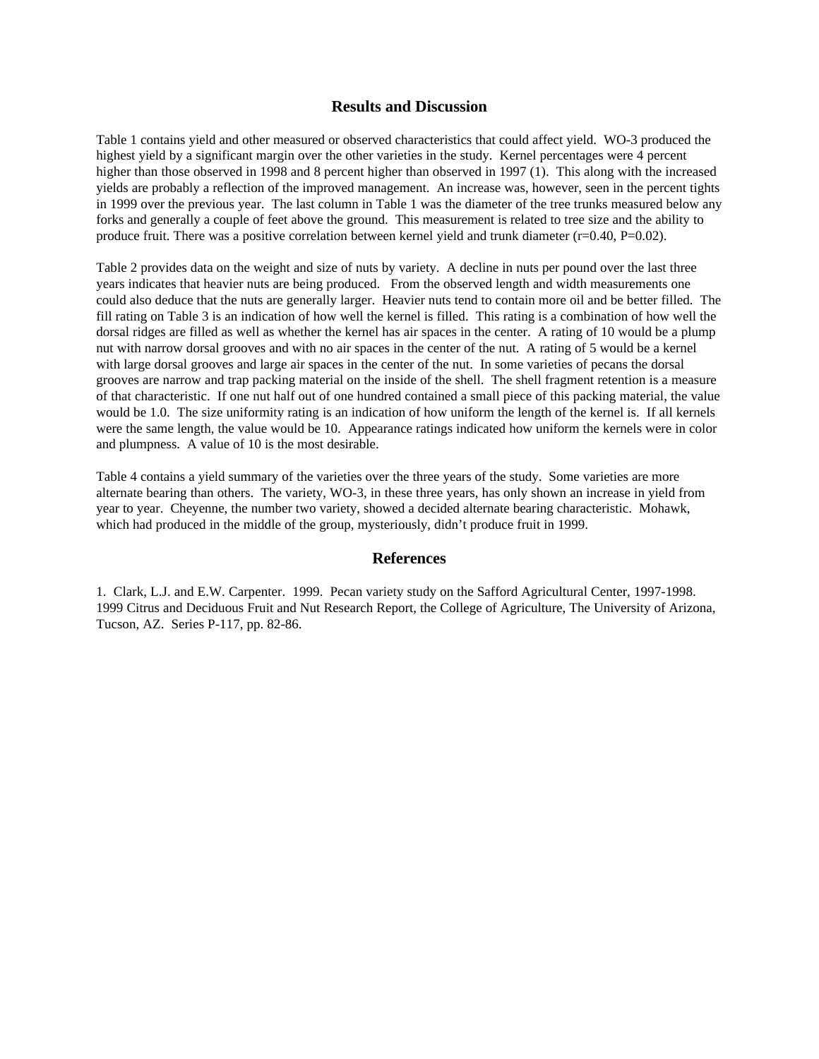## Results and Discussion

Table 1 contains yield and other measured or observed characteristics that could affect yield. WO-3 produced the highest yield by a significant margin over the other varieties in the study. Kernel percentages were 4 percent higher than those observed in 1998 and 8 percent higher than observed in 1997 (1). This along with the increased yields are probably a reflection of the improved management. An increase was, however, seen in the percent tights in 1999 over the previous year. The last column in Table 1 was the diameter of the tree trunks measured below any forks and generally a couple of feet above the ground. This measurement is related to tree size and the ability to produce fruit. There was a positive correlation between kernel yield and trunk diameter ($r=0.40$, $P=0.02$).

Table 2 provides data on the weight and size of nuts by variety. A decline in nuts per pound over the last three years indicates that heavier nuts are being produced. From the observed length and width measurements one could also deduce that the nuts are generally larger. Heavier nuts tend to contain more oil and be better filled. The fill rating on Table 3 is an indication of how well the kernel is filled. This rating is a combination of how well the dorsal ridges are filled as well as whether the kernel has air spaces in the center. A rating of 10 would be a plump nut with narrow dorsal grooves and with no air spaces in the center of the nut. A rating of 5 would be a kernel with large dorsal grooves and large air spaces in the center of the nut. In some varieties of pecans the dorsal grooves are narrow and trap packing material on the inside of the shell. The shell fragment retention is a measure of that characteristic. If one nut half out of one hundred contained a small piece of this packing material, the value would be 1.0. The size uniformity rating is an indication of how uniform the length of the kernel is. If all kernels were the same length, the value would be 10. Appearance ratings indicated how uniform the kernels were in color and plumpness. A value of 10 is the most desirable.

Table 4 contains a yield summary of the varieties over the three years of the study. Some varieties are more alternate bearing than others. The variety, WO-3, in these three years, has only shown an increase in yield from year to year. Cheyenne, the number two variety, showed a decided alternate bearing characteristic. Mohawk, which had produced in the middle of the group, mysteriously, didn't produce fruit in 1999.

## References

1. Clark, L.J. and E.W. Carpenter. 1999. Pecan variety study on the Safford Agricultural Center, 1997-1998. 1999 Citrus and Deciduous Fruit and Nut Research Report, the College of Agriculture, The University of Arizona, Tucson, AZ. Series P-117, pp. 82-86.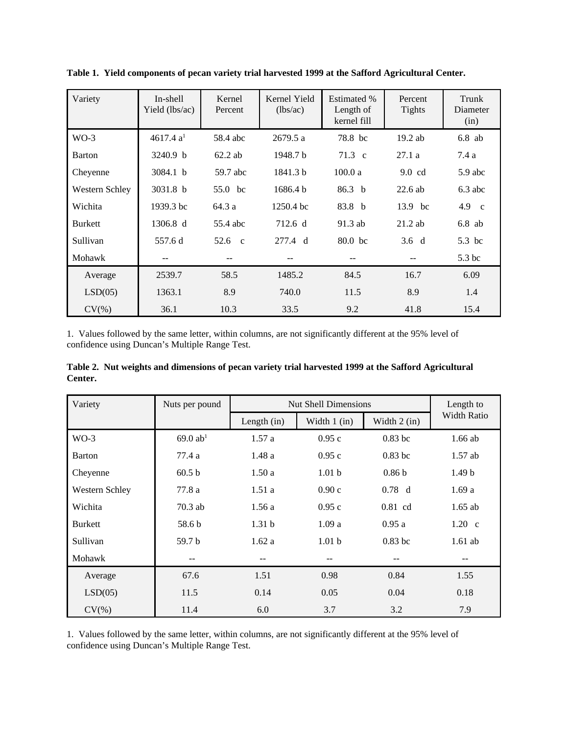**Table 1. Yield components of pecan variety trial harvested 1999 at the Safford Agricultural Center.**

| Variety | In-shell Yield (lbs/ac) | Kernel Percent | Kernel Yield (lbs/ac) | Estimated % Length of kernel fill | Percent Tights | Trunk Diameter (in) |
|---|---|---|---|---|---|---|
| WO-3 | 4617.4 a[1] | 58.4 abc | 2679.5 a | 78.8 bc | 19.2 ab | 6.8 ab |
| Barton | 3240.9 b | 62.2 ab | 1948.7 b | 71.3 c | 27.1 a | 7.4 a |
| Cheyenne | 3084.1 b | 59.7 abc | 1841.3 b | 100.0 a | 9.0 cd | 5.9 abc |
| Western Schley | 3031.8 b | 55.0 bc | 1686.4 b | 86.3 b | 22.6 ab | 6.3 abc |
| Wichita | 1939.3 bc | 64.3 a | 1250.4 bc | 83.8 b | 13.9 bc | 4.9 c |
| Burkett | 1306.8 d | 55.4 abc | 712.6 d | 91.3 ab | 21.2 ab | 6.8 ab |
| Sullivan | 557.6 d | 52.6 c | 277.4 d | 80.0 bc | 3.6 d | 5.3 bc |
| Mohawk | -- | -- | -- | -- | -- | 5.3 bc |
| Average | 2539.7 | 58.5 | 1485.2 | 84.5 | 16.7 | 6.09 |
| LSD(05) | 1363.1 | 8.9 | 740.0 | 11.5 | 8.9 | 1.4 |
| CV(%) | 36.1 | 10.3 | 33.5 | 9.2 | 41.8 | 15.4 |

1. Values followed by the same letter, within columns, are not significantly different at the 95% level of confidence using Duncan's Multiple Range Test.

**Table 2. Nut weights and dimensions of pecan variety trial harvested 1999 at the Safford Agricultural Center.**

| Variety | Nuts per pound | Nut Shell Dimensions | | | Length to Width Ratio |
|---|---|---|---|---|---|
| | | Length (in) | Width 1 (in) | Width 2 (in) | |
| WO-3 | 69.0 ab[1] | 1.57 a | 0.95 c | 0.83 bc | 1.66 ab |
| Barton | 77.4 a | 1.48 a | 0.95 c | 0.83 bc | 1.57 ab |
| Cheyenne | 60.5 b | 1.50 a | 1.01 b | 0.86 b | 1.49 b |
| Western Schley | 77.8 a | 1.51 a | 0.90 c | 0.78 d | 1.69 a |
| Wichita | 70.3 ab | 1.56 a | 0.95 c | 0.81 cd | 1.65 ab |
| Burkett | 58.6 b | 1.31 b | 1.09 a | 0.95 a | 1.20 c |
| Sullivan | 59.7 b | 1.62 a | 1.01 b | 0.83 bc | 1.61 ab |
| Mohawk | -- | -- | -- | -- | -- |
| Average | 67.6 | 1.51 | 0.98 | 0.84 | 1.55 |
| LSD(05) | 11.5 | 0.14 | 0.05 | 0.04 | 0.18 |
| CV(%) | 11.4 | 6.0 | 3.7 | 3.2 | 7.9 |

1. Values followed by the same letter, within columns, are not significantly different at the 95% level of confidence using Duncan's Multiple Range Test.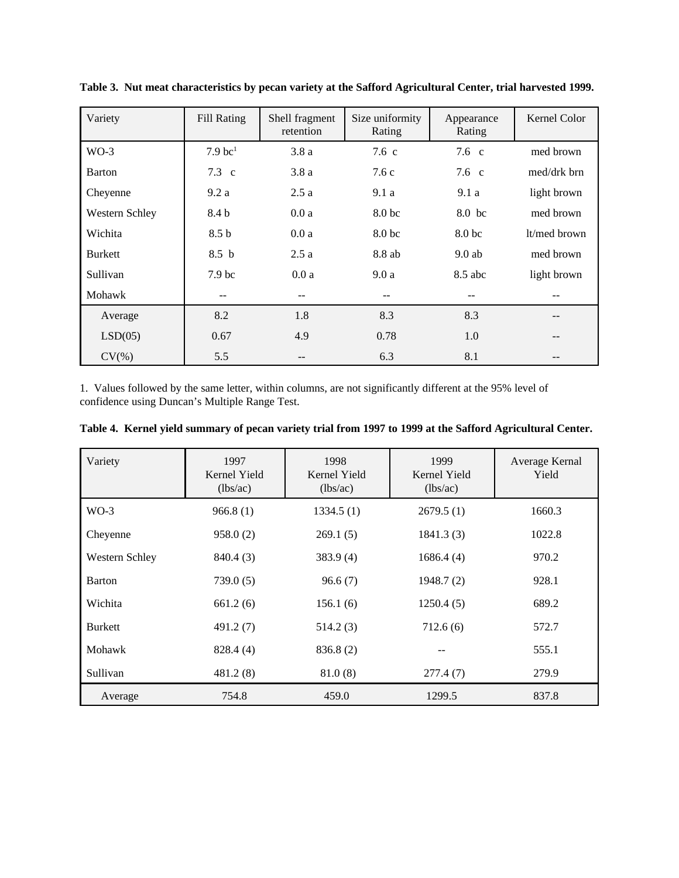**Table 3. Nut meat characteristics by pecan variety at the Safford Agricultural Center, trial harvested 1999.**

| Variety | Fill Rating | Shell fragment retention | Size uniformity Rating | Appearance Rating | Kernel Color |
|---|---|---|---|---|---|
| WO-3 | 7.9 bc[1] | 3.8 a | 7.6 c | 7.6 c | med brown |
| Barton | 7.3 c | 3.8 a | 7.6 c | 7.6 c | med/drk brn |
| Cheyenne | 9.2 a | 2.5 a | 9.1 a | 9.1 a | light brown |
| Western Schley | 8.4 b | 0.0 a | 8.0 bc | 8.0 bc | med brown |
| Wichita | 8.5 b | 0.0 a | 8.0 bc | 8.0 bc | lt/med brown |
| Burkett | 8.5 b | 2.5 a | 8.8 ab | 9.0 ab | med brown |
| Sullivan | 7.9 bc | 0.0 a | 9.0 a | 8.5 abc | light brown |
| Mohawk | -- | -- | -- | -- | -- |
| Average | 8.2 | 1.8 | 8.3 | 8.3 | -- |
| LSD(05) | 0.67 | 4.9 | 0.78 | 1.0 | -- |
| CV(%) | 5.5 | -- | 6.3 | 8.1 | -- |

1. Values followed by the same letter, within columns, are not significantly different at the 95% level of confidence using Duncan's Multiple Range Test.

**Table 4. Kernel yield summary of pecan variety trial from 1997 to 1999 at the Safford Agricultural Center.**

| Variety | 1997 Kernel Yield (lbs/ac) | 1998 Kernel Yield (lbs/ac) | 1999 Kernel Yield (lbs/ac) | Average Kernal Yield |
|---|---|---|---|---|
| WO-3 | 966.8 (1) | 1334.5 (1) | 2679.5 (1) | 1660.3 |
| Cheyenne | 958.0 (2) | 269.1 (5) | 1841.3 (3) | 1022.8 |
| Western Schley | 840.4 (3) | 383.9 (4) | 1686.4 (4) | 970.2 |
| Barton | 739.0 (5) | 96.6 (7) | 1948.7 (2) | 928.1 |
| Wichita | 661.2 (6) | 156.1 (6) | 1250.4 (5) | 689.2 |
| Burkett | 491.2 (7) | 514.2 (3) | 712.6 (6) | 572.7 |
| Mohawk | 828.4 (4) | 836.8 (2) | -- | 555.1 |
| Sullivan | 481.2 (8) | 81.0 (8) | 277.4 (7) | 279.9 |
| Average | 754.8 | 459.0 | 1299.5 | 837.8 |